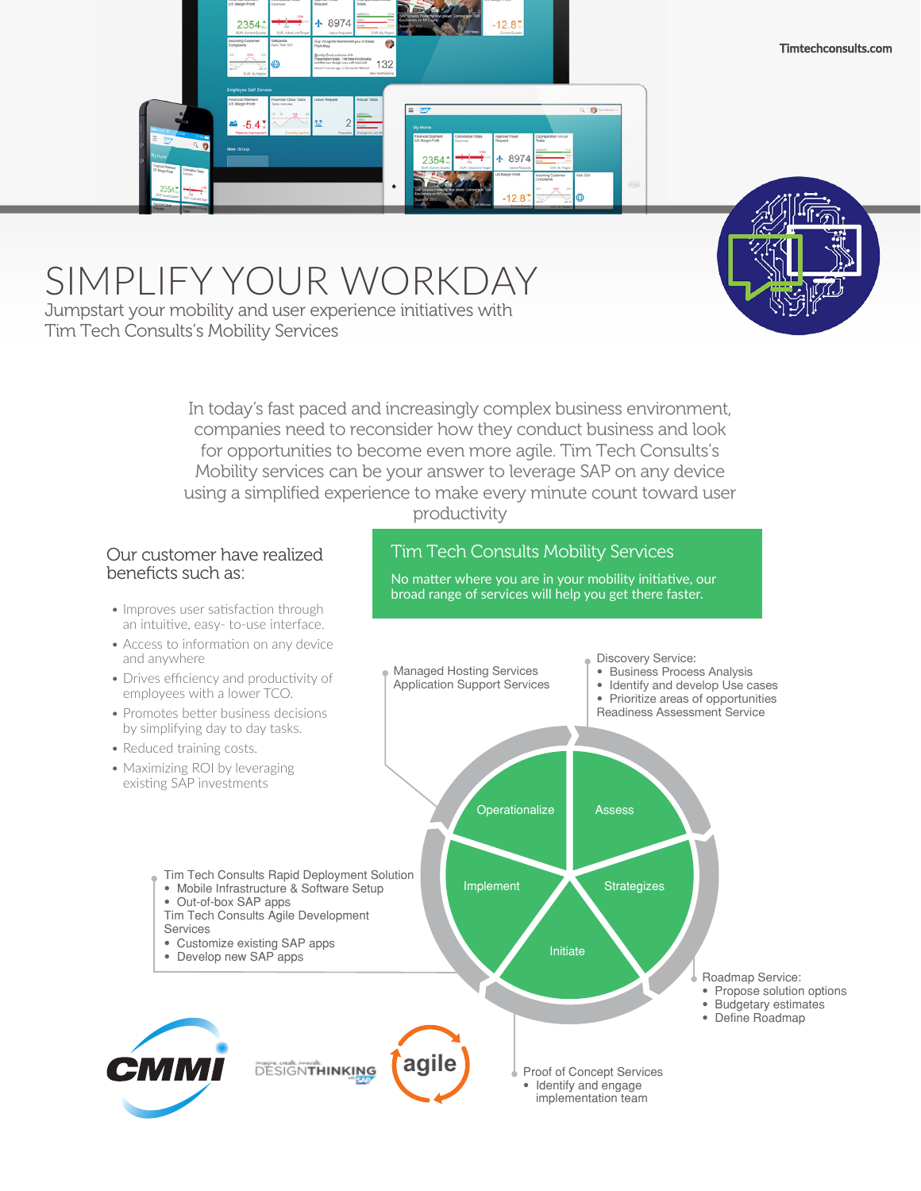# SIMPLIFY YOUR WORKDAY

Jumpstart your mobility and user experience initiatives with Tim Tech Consults's Mobility Services

In today's fast paced and increasingly complex business environment, companies need to reconsider how they conduct business and look for opportunities to become even more agile. Tim Tech Consults's Mobility services can be your answer to leverage SAP on any device using a simplified experience to make every minute count toward user productivity

## Our customer have realized benefits such as:

- Improves user satisfaction through an intuitive, easy- to-use interface.
- Access to information on any device and anywhere
- Drives efficiency and productivity of employees with a lower TCO.
- Promotes better business decisions by simplifying day to day tasks.
- Reduced training costs.
- Maximizing ROI by leveraging existing SAP investments

## Tim Tech Consults Mobility Services

No matter where you are in your mobility initiative, our broad range of services will help you get there faster.

**Assess**

Discovery Service:
- Business Process Analysis
- Identify and develop Use cases
- Prioritize areas of opportunities

Readiness Assessment Service

**Strategizes**

Roadmap Service:
- Propose solution options
- Budgetary estimates
- Define Roadmap

**Initiate**

Proof of Concept Services
- Identify and engage implementation team

**Implement**

Tim Tech Consults Rapid Deployment Solution
- Mobile Infrastructure & Software Setup
- Out-of-box SAP apps

Tim Tech Consults Agile Development Services
- Customize existing SAP apps
- Develop new SAP apps

**Operationalize**

Managed Hosting Services
Application Support Services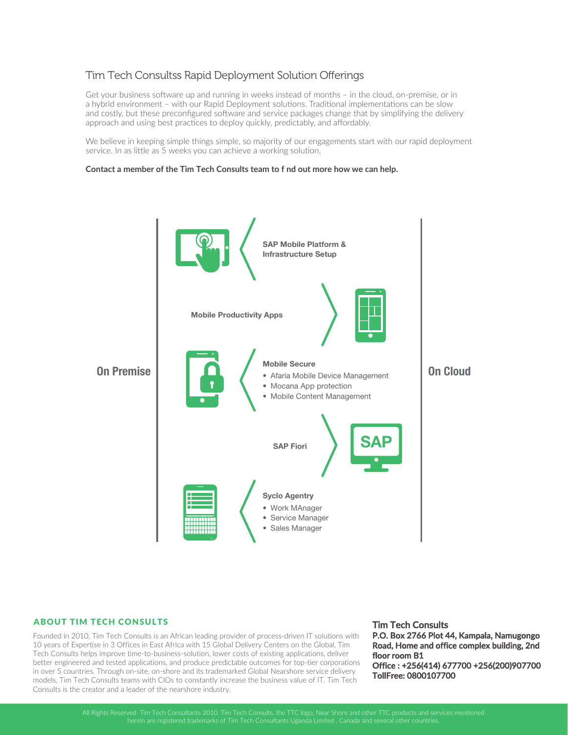## Tim Tech Consultss Rapid Deployment Solution Offerings

Get your business software up and running in weeks instead of months – in the cloud, on-premise, or in a hybrid environment – with our Rapid Deployment solutions. Traditional implementations can be slow and costly, but these preconfigured software and service packages change that by simplifying the delivery approach and using best practices to deploy quickly, predictably, and affordably.

We believe in keeping simple things simple, so majority of our engagements start with our rapid deployment service. In as little as 5 weeks you can achieve a working solution.

**Contact a member of the Tim Tech Consults team to f nd out more how we can help.**

On Premise

**SAP Mobile Platform & Infrastructure Setup**

**Mobile Productivity Apps**

**Mobile Secure**

- Afaria Mobile Device Management
- Mocana App protection
- Mobile Content Management

**SAP Fiori**

SAP

**Syclo Agentry**

- Work MAnager
- Service Manager
- Sales Manager

On Cloud

## ABOUT TIM TECH CONSULTS

Founded in 2010, Tim Tech Consults is an African leading provider of process-driven IT solutions with 10 years of Expertise in 3 Offices in East Africa with 15 Global Delivery Centers on the Global, Tim Tech Consults helps improve time-to-business-solution, lower costs of existing applications, deliver better engineered and tested applications, and produce predictable outcomes for top-tier corporations in over 5 countries. Through on-site, on-shore and its trademarked Global Nearshore service delivery models, Tim Tech Consults teams with CIOs to constantly increase the business value of IT. Tim Tech Consults is the creator and a leader of the nearshore industry.

**Tim Tech Consults**
**P.O. Box 2766 Plot 44, Kampala, Namugongo Road, Home and office complex building, 2nd floor room B1**
**Office : +256(414) 677700 +256(200)907700**
**TollFree: 0800107700**

All Rights Reserved Tim Tech Consultants 2010. Tim Tech Consults, the TTC logo, Near Shore and other TTC products and services mentioned herein are registered trademarks of Tim Tech Consultants Uganda Limited , Canada and several other countries.